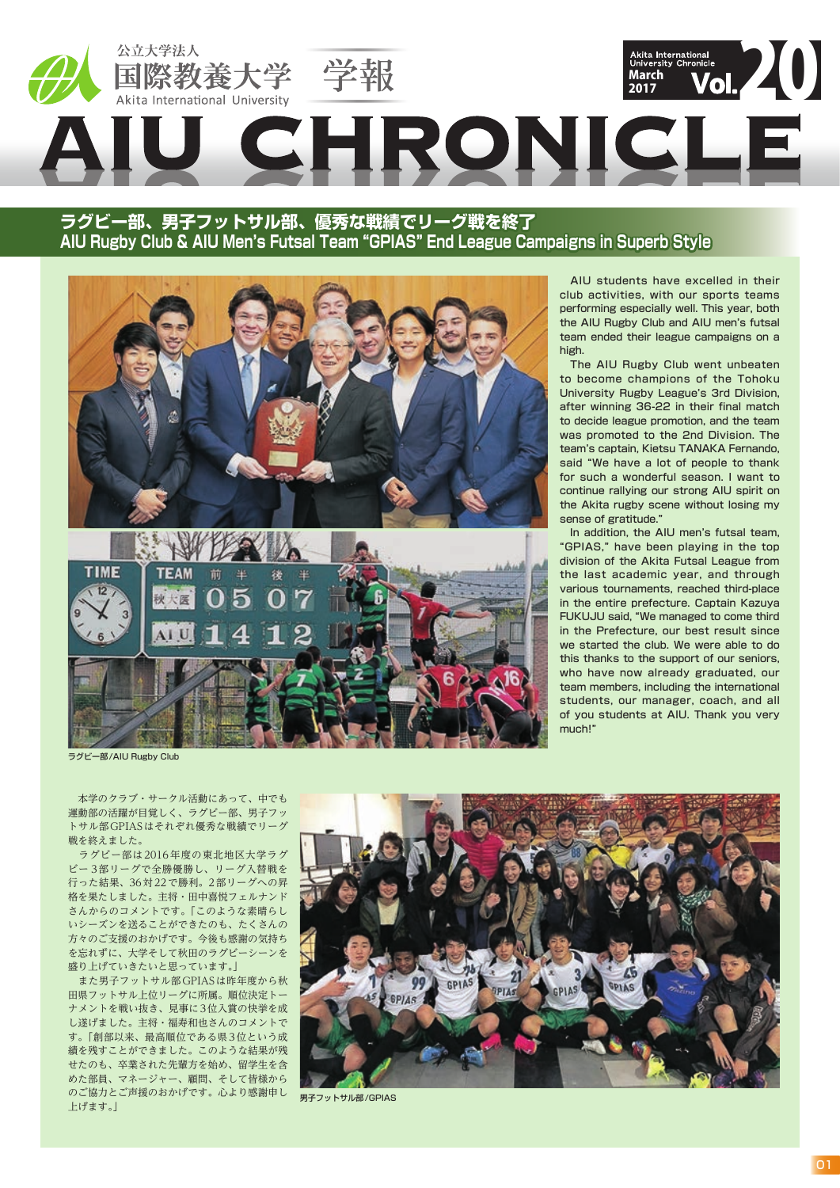公立大学法人 国際教養大学 Akita International University 学報

# AIU CHRONICLE

Akita International University Chronicle March 2017 Vol. 20

## ラグビー部、男子フットサル部、優秀な戦績でリーグ戦を終了
## AIU Rugby Club & AIU Men's Futsal Team "GPIAS" End League Campaigns in Superb Style

AIU students have excelled in their club activities, with our sports teams performing especially well. This year, both the AIU Rugby Club and AIU men's futsal team ended their league campaigns on a high.

The AIU Rugby Club went unbeaten to become champions of the Tohoku University Rugby League's 3rd Division, after winning 36-22 in their final match to decide league promotion, and the team was promoted to the 2nd Division. The team's captain, Kietsu TANAKA Fernando, said "We have a lot of people to thank for such a wonderful season. I want to continue rallying our strong AIU spirit on the Akita rugby scene without losing my sense of gratitude."

In addition, the AIU men's futsal team, "GPIAS," have been playing in the top division of the Akita Futsal League from the last academic year, and through various tournaments, reached third-place in the entire prefecture. Captain Kazuya FUKUJU said, "We managed to come third in the Prefecture, our best result since we started the club. We were able to do this thanks to the support of our seniors, who have now already graduated, our team members, including the international students, our manager, coach, and all of you students at AIU. Thank you very much!"

ラグビー部/AIU Rugby Club

本学のクラブ・サークル活動にあって、中でも運動部の活躍が目覚しく、ラグビー部、男子フットサル部GPIASはそれぞれ優秀な戦績でリーグ戦を終えました。

ラグビー部は2016年度の東北地区大学ラグビー3部リーグで全勝優勝し、リーグ入替戦を行った結果、36対22で勝利。2部リーグへの昇格を果たしました。主将・田中喜悦フェルナンドさんからのコメントです。「このような素晴らしいシーズンを送ることができたのも、たくさんの方々のご支援のおかげです。今後も感謝の気持ちを忘れずに、大学そして秋田のラグビーシーンを盛り上げていきたいと思っています。」

また男子フットサル部GPIASは昨年度から秋田県フットサル上位リーグに所属。順位決定トーナメントを戦い抜き、見事に3位入賞の快挙を成し遂げました。主将・福寿和也さんのコメントです。「創部以来、最高順位である県3位という成績を残すことができました。このような結果が残せたのも、卒業された先輩方を始め、留学生を含めた部員、マネージャー、顧問、そして皆様からのご協力とご声援のおかげです。心より感謝申し上げます。」

男子フットサル部/GPIAS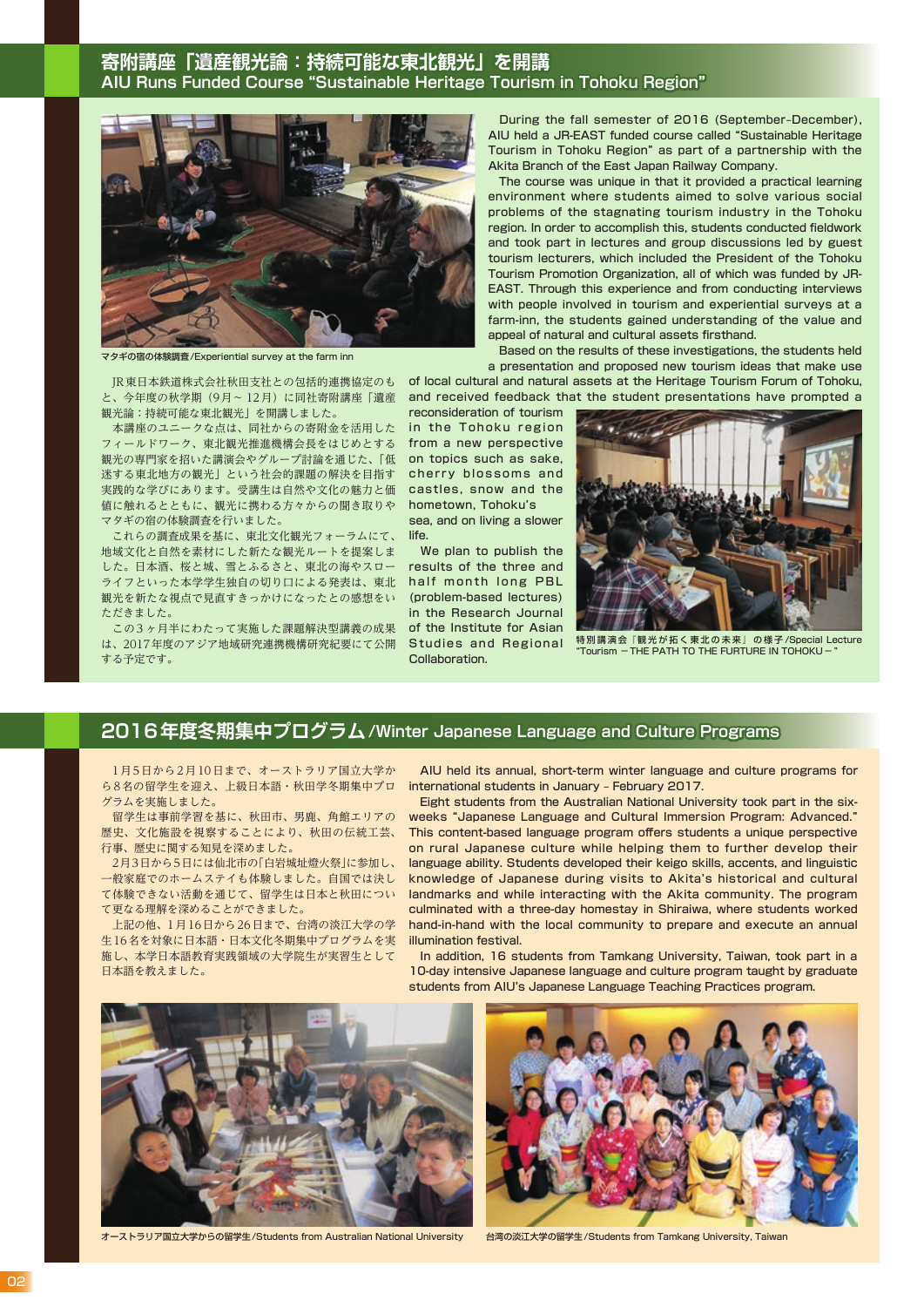## 寄附講座「遺産観光論：持続可能な東北観光」を開講
## AIU Runs Funded Course "Sustainable Heritage Tourism in Tohoku Region"

マタギの宿の体験調査/Experiential survey at the farm inn

JR東日本旅客鉄道株式会社秋田支社との包括的連携協定のもと、今年度の秋学期（9月～12月）に同社寄附講座「遺産観光論：持続可能な東北観光」を開講しました。

本講座のユニークな点は、同社からの寄附金を活用したフィールドワーク、東北観光推進機構会長をはじめとする観光の専門家を招いた講演会やグループ討論を通じた、「低迷する東北地方の観光」という社会的課題の解決を目指す実践的な学びにあります。受講生は自然や文化の魅力と価値に触れるとともに、観光に携わる方々からの聞き取りやマタギの宿の体験調査を行いました。

これらの調査成果を基に、東北文化観光フォーラムにて、地域文化と自然を素材にした新たな観光ルートを提案しました。日本酒、桜と城、雪とふるさと、東北の海やスローライフといった本学学生独自の切り口による発表は、東北観光を新たな視点で見直すきっかけになったとの感想をいただきました。

この3ヶ月半にわたって実施した課題解決型講義の成果は、2017年度のアジア地域研究連携機構研究紀要にて公開する予定です。

During the fall semester of 2016 (September-December), AIU held a JR-EAST funded course called "Sustainable Heritage Tourism in Tohoku Region" as part of a partnership with the Akita Branch of the East Japan Railway Company.

The course was unique in that it provided a practical learning environment where students aimed to solve various social problems of the stagnating tourism industry in the Tohoku region. In order to accomplish this, students conducted fieldwork and took part in lectures and group discussions led by guest tourism lecturers, which included the President of the Tohoku Tourism Promotion Organization, all of which was funded by JR-EAST. Through this experience and from conducting interviews with people involved in tourism and experiential surveys at a farm-inn, the students gained understanding of the value and appeal of natural and cultural assets firsthand.

Based on the results of these investigations, the students held a presentation and proposed new tourism ideas that make use of local cultural and natural assets at the Heritage Tourism Forum of Tohoku, and received feedback that the student presentations have prompted a reconsideration of tourism in the Tohoku region from a new perspective on topics such as sake, cherry blossoms and castles, snow and the hometown, Tohoku's sea, and on living a slower life.

We plan to publish the results of the three and half month long PBL (problem-based lectures) in the Research Journal of the Institute for Asian Studies and Regional Collaboration.

特別講演会「観光が拓く東北の未来」の様子/Special Lecture "Tourism －THE PATH TO THE FURTURE IN TOHOKU－"

## 2016年度冬期集中プログラム/Winter Japanese Language and Culture Programs

1月5日から2月10日まで、オーストラリア国立大学から8名の留学生を迎え、上級日本語・秋田学冬期集中プログラムを実施しました。

留学生は事前学習を基に、秋田市、男鹿、角館エリアの歴史、文化施設を視察することにより、秋田の伝統工芸、行事、歴史に関する知見を深めました。

2月3日から5日には仙北市の「白岩城址燈火祭」に参加し、一般家庭でのホームステイも体験しました。自国では決して体験できない活動を通じて、留学生は日本と秋田について更なる理解を深めることができました。

上記の他、1月16日から26日まで、台湾の淡江大学の学生16名を対象に日本語・日本文化冬期集中プログラムを実施し、本学日本語教育実践領域の大学院生が実習生として日本語を教えました。

AIU held its annual, short-term winter language and culture programs for international students in January - February 2017.

Eight students from the Australian National University took part in the six-weeks "Japanese Language and Cultural Immersion Program: Advanced." This content-based language program offers students a unique perspective on rural Japanese culture while helping them to further develop their language ability. Students developed their keigo skills, accents, and linguistic knowledge of Japanese during visits to Akita's historical and cultural landmarks and while interacting with the Akita community. The program culminated with a three-day homestay in Shiraiwa, where students worked hand-in-hand with the local community to prepare and execute an annual illumination festival.

In addition, 16 students from Tamkang University, Taiwan, took part in a 10-day intensive Japanese language and culture program taught by graduate students from AIU's Japanese Language Teaching Practices program.

オーストラリア国立大学からの留学生/Students from Australian National University

台湾の淡江大学の留学生/Students from Tamkang University, Taiwan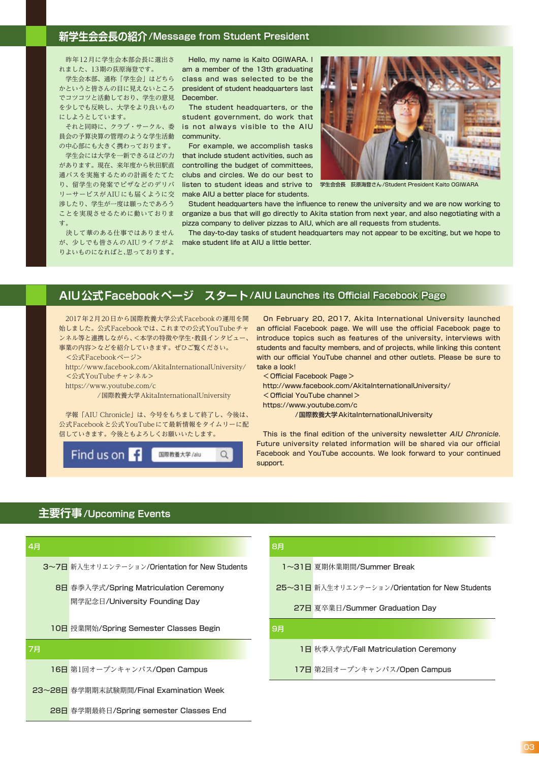## 新学生会長の紹介/Message from Student President

昨年12月に学生会本部会長に選出されました、13期の荻原海登です。

学生会本部、通称「学生会」はどちらかというと皆さんの目に見えないところでコツコツと活動しており、学生の意見を少しでも反映し、大学をより良いものにしようとしています。

それと同時に、クラブ・サークル、委員会の予算決算の管理のような学生活動の中心部にも大きく携わっております。

学生会には大学を一新できるほどの力があります。現在、来年度から秋田駅直通バスを実施するための計画をたてたり、留学生の発案でピザなどのデリバリーサービスがAIUにも届くように交渉したり、学生が一度は願ったであろうことを実現させるために動いております。

決して華のある仕事ではありませんが、少しでも皆さんのAIUライフがよりよいものになればと、思っております。

Hello, my name is Kaito OGIWARA. I am a member of the 13th graduating class and was selected to be the president of student headquarters last December.

The student headquarters, or the student government, do work that is not always visible to the AIU community.

For example, we accomplish tasks that include student activities, such as controlling the budget of committees, clubs and circles. We do our best to listen to student ideas and strive to make AIU a better place for students.

Student headquarters have the influence to renew the university and we are now working to organize a bus that will go directly to Akita station from next year, and also negotiating with a pizza company to deliver pizzas to AIU, which are all requests from students.

The day-to-day tasks of student headquarters may not appear to be exciting, but we hope to make student life at AIU a little better.

学生会長　荻原海登さん/Student President Kaito OGIWARA

## AIU公式Facebookページ　スタート/AIU Launches its Official Facebook Page

2017年2月20日から国際教養大学公式Facebookの運用を開始しました。公式Facebookでは、これまでの公式YouTubeチャンネル等と連携しながら、<本学の特徴や学生・教員インタビュー、事業の内容>などを紹介していきます。ぜひご覧ください。

<公式Facebookページ>
http://www.facebook.com/AkitaInternationalUniversity/
<公式YouTubeチャンネル>
https://www.youtube.com/c
/国際教養大学AkitaInternationalUniversity

学報「AIU Chronicle」は、今号をもちまして終了し、今後は、公式Facebookと公式YouTubeにて最新情報をタイムリーに配信していきます。今後ともよろしくお願いいたします。

Find us on Facebook　国際教養大学/aiu

On February 20, 2017, Akita International University launched an official Facebook page. We will use the official Facebook page to introduce topics such as features of the university, interviews with students and faculty members, and of projects, while linking this content with our official YouTube channel and other outlets. Please be sure to take a look!

＜Official Facebook Page＞
http://www.facebook.com/AkitaInternationalUniversity/
＜Official YouTube channel＞
https://www.youtube.com/c
/国際教養大学AkitaInternationalUniversity

This is the final edition of the university newsletter *AIU Chronicle*. Future university related information will be shared via our official Facebook and YouTube accounts. We look forward to your continued support.

## 主要行事/Upcoming Events

### 4月

| | |
|---|---|
| 3~7日 | 新入生オリエンテーション/Orientation for New Students |
| 8日 | 春季入学式/Spring Matriculation Ceremony<br>開学記念日/University Founding Day |
| 10日 | 授業開始/Spring Semester Classes Begin |

### 7月

| | |
|---|---|
| 16日 | 第1回オープンキャンパス/Open Campus |
| 23~28日 | 春学期期末試験期間/Final Examination Week |
| 28日 | 春学期最終日/Spring semester Classes End |

### 8月

| | |
|---|---|
| 1~31日 | 夏期休業期間/Summer Break |
| 25~31日 | 新入生オリエンテーション/Orientation for New Students |
| 27日 | 夏卒業日/Summer Graduation Day |

### 9月

| | |
|---|---|
| 1日 | 秋季入学式/Fall Matriculation Ceremony |
| 17日 | 第2回オープンキャンパス/Open Campus |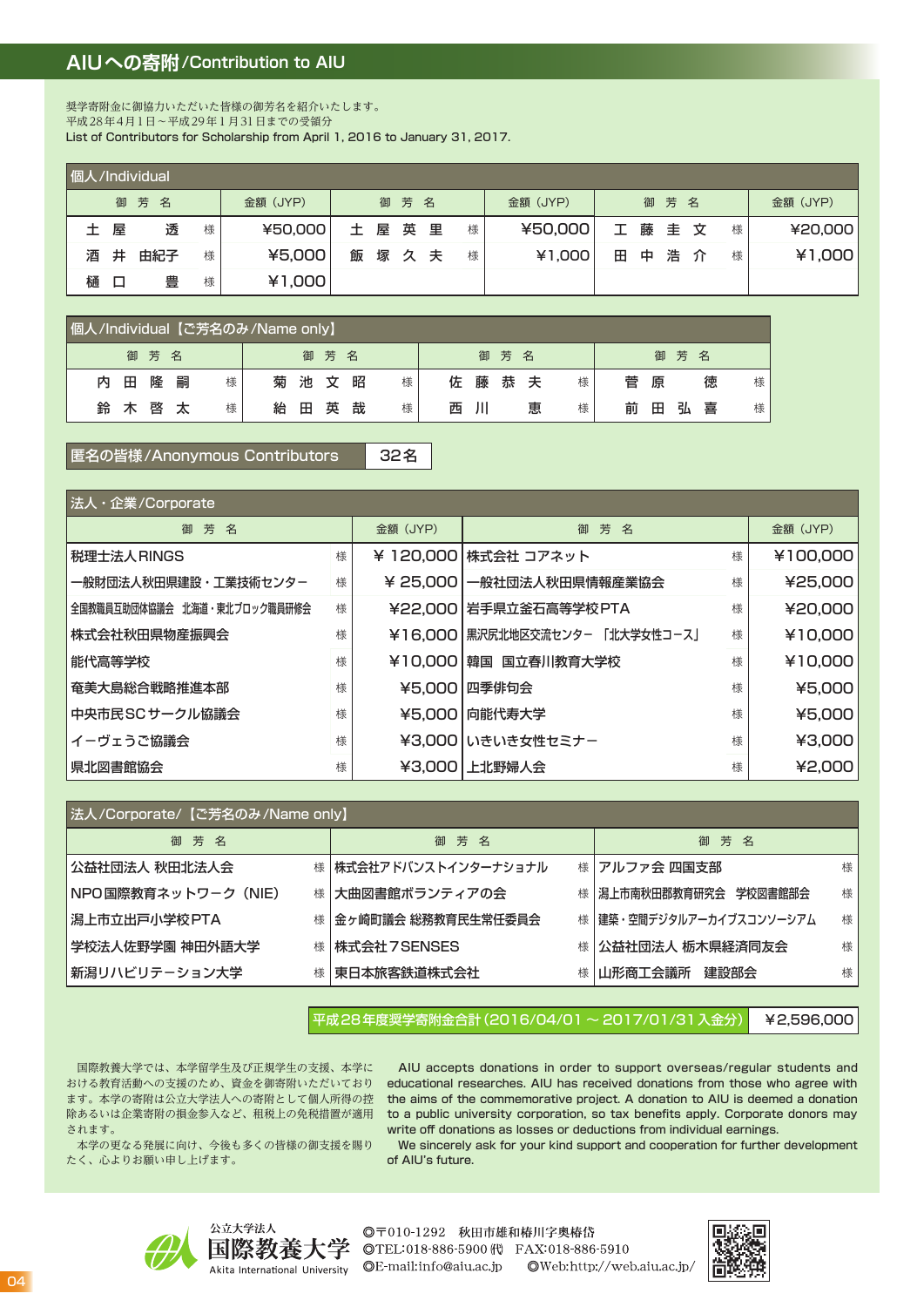## AIUへの寄附/Contribution to AIU

奨学寄附金に御協力いただいた皆様の御芳名を紹介いたします。
平成28年4月1日～平成29年1月31日までの受領分
List of Contributors for Scholarship from April 1, 2016 to January 31, 2017.

### 個人/Individual

| 御芳名 | | 金額（JYP） | 御芳名 | | 金額（JYP） | 御芳名 | | 金額（JYP） |
|---|---|---|---|---|---|---|---|---|
| 土屋　透 | 様 | ¥50,000 | 土屋英里 | 様 | ¥50,000 | 工藤圭文 | 様 | ¥20,000 |
| 酒井由紀子 | 様 | ¥5,000 | 飯塚久夫 | 様 | ¥1,000 | 田中浩介 | 様 | ¥1,000 |
| 樋口　豊 | 様 | ¥1,000 | | | | | | |

### 個人/Individual【ご芳名のみ/Name only】

| 御芳名 | | 御芳名 | | 御芳名 | | 御芳名 | |
|---|---|---|---|---|---|---|---|
| 内田隆嗣 | 様 | 菊池文昭 | 様 | 佐藤恭夫 | 様 | 菅原　徳 | 様 |
| 鈴木啓太 | 様 | 給田英哉 | 様 | 西川　恵 | 様 | 前田弘喜 | 様 |

### 匿名の皆様/Anonymous Contributors　32名

### 法人・企業/Corporate

| 御芳名 | | 金額（JYP） | 御芳名 | | 金額（JYP） |
|---|---|---|---|---|---|
| 税理士法人RINGS | 様 | ¥ 120,000 | 株式会社 コアネット | 様 | ¥100,000 |
| 一般財団法人秋田県建設・工業技術センター | 様 | ¥ 25,000 | 一般社団法人秋田県情報産業協会 | 様 | ¥25,000 |
| 全国教職員互助団体協議会 北海道・東北ブロック職員研修会 | 様 | ¥22,000 | 岩手県立釜石高等学校PTA | 様 | ¥20,000 |
| 株式会社秋田県物産振興会 | 様 | ¥16,000 | 黒沢尻北地区交流センター 「北大学女性コース」 | 様 | ¥10,000 |
| 能代高等学校 | 様 | ¥10,000 | 韓国 国立春川教育大学校 | 様 | ¥10,000 |
| 奄美大島総合戦略推進本部 | 様 | ¥5,000 | 四季俳句会 | 様 | ¥5,000 |
| 中央市民SCサークル協議会 | 様 | ¥5,000 | 向能代寿大学 | 様 | ¥5,000 |
| イーヴェうご協議会 | 様 | ¥3,000 | いきいき女性セミナー | 様 | ¥3,000 |
| 県北図書館協会 | 様 | ¥3,000 | 上北野婦人会 | 様 | ¥2,000 |

### 法人/Corporate/【ご芳名のみ/Name only】

| 御芳名 | | 御芳名 | | 御芳名 | |
|---|---|---|---|---|---|
| 公益社団法人 秋田北法人会 | 様 | 株式会社アドバンストインターナショナル | 様 | アルファ会 四国支部 | 様 |
| NPO国際教育ネットワーク（NIE） | 様 | 大曲図書館ボランティアの会 | 様 | 潟上市南秋田郡教育研究会 学校図書館部会 | 様 |
| 潟上市立出戸小学校PTA | 様 | 金ヶ崎町議会 総務教育民生常任委員会 | 様 | 建築・空間デジタルアーカイブスコンソーシアム | 様 |
| 学校法人佐野学園 神田外語大学 | 様 | 株式会社７SENSES | 様 | 公益社団法人 栃木県経済同友会 | 様 |
| 新潟リハビリテーション大学 | 様 | 東日本旅客鉄道株式会社 | 様 | 山形商工会議所 建設部会 | 様 |

平成28年度奨学寄附金合計（2016/04/01 ～ 2017/01/31入金分）　¥2,596,000

国際教養大学では、本学留学生及び正規学生の支援、本学における教育活動への支援のため、資金を御寄附いただいております。本学への寄附は公立大学法人への寄附として個人所得の控除あるいは企業寄附の損金参入など、租税上の免税措置が適用されます。
本学の更なる発展に向け、今後も多くの皆様の御支援を賜りたく、心よりお願い申し上げます。

AIU accepts donations in order to support overseas/regular students and educational researches. AIU has received donations from those who agree with the aims of the commemorative project. A donation to AIU is deemed a donation to a public university corporation, so tax benefits apply. Corporate donors may write off donations as losses or deductions from individual earnings.
We sincerely ask for your kind support and cooperation for further development of AIU's future.

公立大学法人
国際教養大学
Akita International University

◎〒010-1292　秋田市雄和椿川字奥椿岱
◎TEL:018-886-5900 代　FAX:018-886-5910
◎E-mail:info@aiu.ac.jp　◎Web:http://web.aiu.ac.jp/